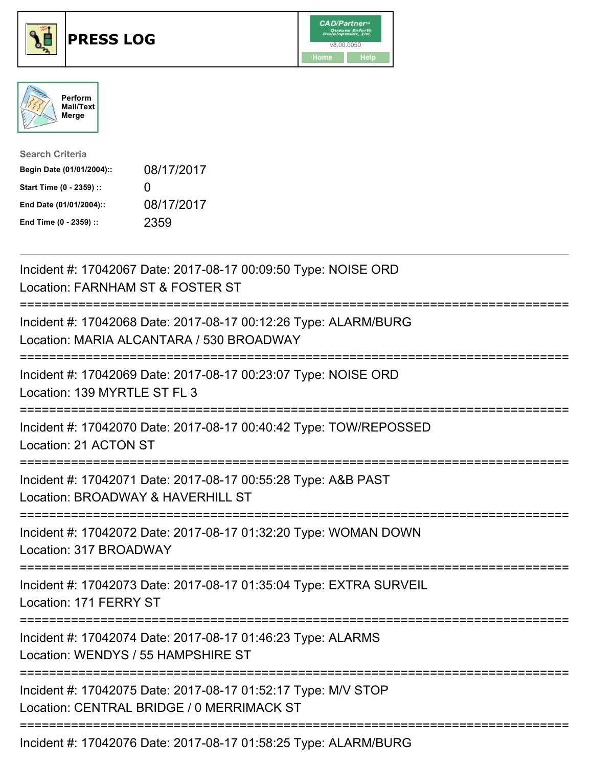# PRESS LOG

Perform Mail/Text Merge

**Search Criteria**

| | |
|---|---|
| **Begin Date (01/01/2004)::** | 08/17/2017 |
| **Start Time (0 - 2359) ::** | 0 |
| **End Date (01/01/2004)::** | 08/17/2017 |
| **End Time (0 - 2359) ::** | 2359 |

Incident #: 17042067 Date: 2017-08-17 00:09:50 Type: NOISE ORD
Location: FARNHAM ST & FOSTER ST

===========================================================================

Incident #: 17042068 Date: 2017-08-17 00:12:26 Type: ALARM/BURG
Location: MARIA ALCANTARA / 530 BROADWAY

===========================================================================

Incident #: 17042069 Date: 2017-08-17 00:23:07 Type: NOISE ORD
Location: 139 MYRTLE ST FL 3

===========================================================================

Incident #: 17042070 Date: 2017-08-17 00:40:42 Type: TOW/REPOSSED
Location: 21 ACTON ST

===========================================================================

Incident #: 17042071 Date: 2017-08-17 00:55:28 Type: A&B PAST
Location: BROADWAY & HAVERHILL ST

===========================================================================

Incident #: 17042072 Date: 2017-08-17 01:32:20 Type: WOMAN DOWN
Location: 317 BROADWAY

===========================================================================

Incident #: 17042073 Date: 2017-08-17 01:35:04 Type: EXTRA SURVEIL
Location: 171 FERRY ST

===========================================================================

Incident #: 17042074 Date: 2017-08-17 01:46:23 Type: ALARMS
Location: WENDYS / 55 HAMPSHIRE ST

===========================================================================

Incident #: 17042075 Date: 2017-08-17 01:52:17 Type: M/V STOP
Location: CENTRAL BRIDGE / 0 MERRIMACK ST

===========================================================================

Incident #: 17042076 Date: 2017-08-17 01:58:25 Type: ALARM/BURG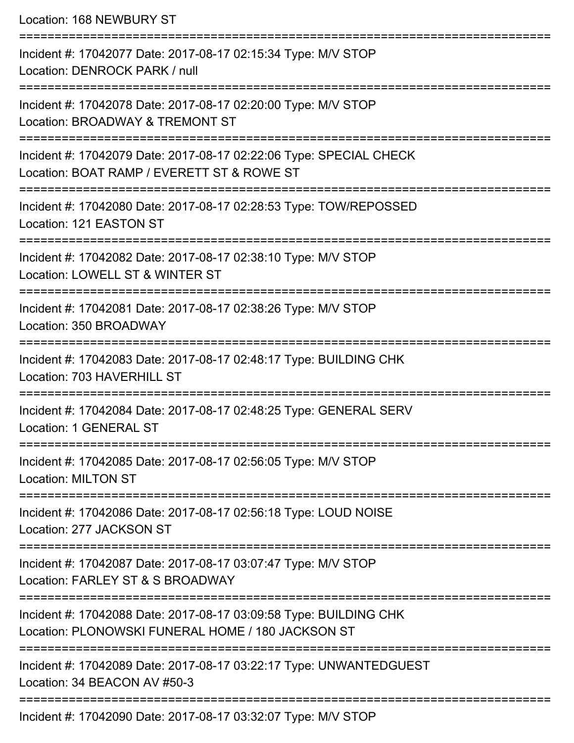Location: 168 NEWBURY ST

===========================================================================

Incident #: 17042077 Date: 2017-08-17 02:15:34 Type: M/V STOP
Location: DENROCK PARK / null

===========================================================================

Incident #: 17042078 Date: 2017-08-17 02:20:00 Type: M/V STOP
Location: BROADWAY & TREMONT ST

===========================================================================

Incident #: 17042079 Date: 2017-08-17 02:22:06 Type: SPECIAL CHECK
Location: BOAT RAMP / EVERETT ST & ROWE ST

===========================================================================

Incident #: 17042080 Date: 2017-08-17 02:28:53 Type: TOW/REPOSSED
Location: 121 EASTON ST

===========================================================================

Incident #: 17042082 Date: 2017-08-17 02:38:10 Type: M/V STOP
Location: LOWELL ST & WINTER ST

===========================================================================

Incident #: 17042081 Date: 2017-08-17 02:38:26 Type: M/V STOP
Location: 350 BROADWAY

===========================================================================

Incident #: 17042083 Date: 2017-08-17 02:48:17 Type: BUILDING CHK
Location: 703 HAVERHILL ST

===========================================================================

Incident #: 17042084 Date: 2017-08-17 02:48:25 Type: GENERAL SERV
Location: 1 GENERAL ST

===========================================================================

Incident #: 17042085 Date: 2017-08-17 02:56:05 Type: M/V STOP
Location: MILTON ST

===========================================================================

Incident #: 17042086 Date: 2017-08-17 02:56:18 Type: LOUD NOISE
Location: 277 JACKSON ST

===========================================================================

Incident #: 17042087 Date: 2017-08-17 03:07:47 Type: M/V STOP
Location: FARLEY ST & S BROADWAY

===========================================================================

Incident #: 17042088 Date: 2017-08-17 03:09:58 Type: BUILDING CHK
Location: PLONOWSKI FUNERAL HOME / 180 JACKSON ST

===========================================================================

Incident #: 17042089 Date: 2017-08-17 03:22:17 Type: UNWANTEDGUEST
Location: 34 BEACON AV #50-3

===========================================================================

Incident #: 17042090 Date: 2017-08-17 03:32:07 Type: M/V STOP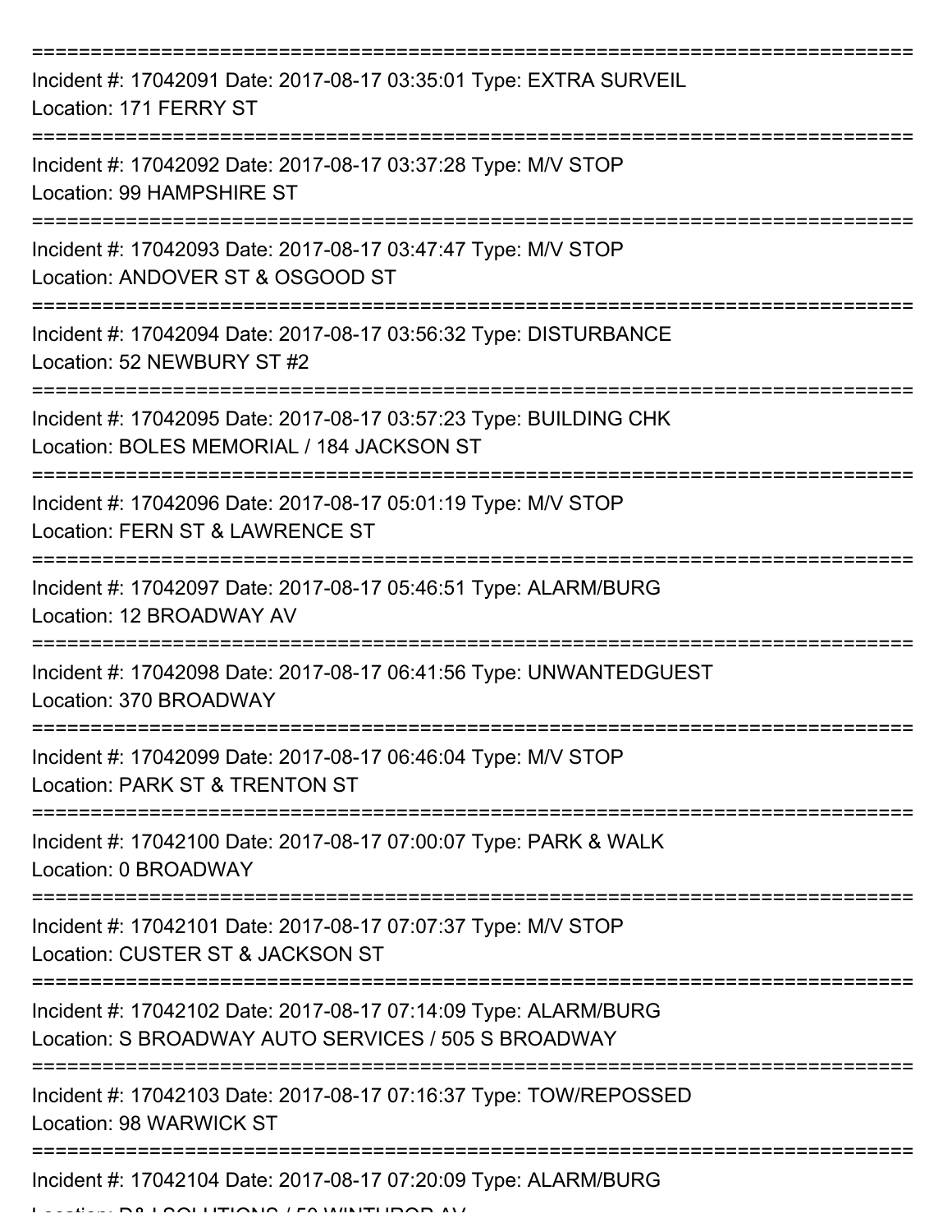===========================================================================

Incident #: 17042091 Date: 2017-08-17 03:35:01 Type: EXTRA SURVEIL
Location: 171 FERRY ST

===========================================================================

Incident #: 17042092 Date: 2017-08-17 03:37:28 Type: M/V STOP
Location: 99 HAMPSHIRE ST

===========================================================================

Incident #: 17042093 Date: 2017-08-17 03:47:47 Type: M/V STOP
Location: ANDOVER ST & OSGOOD ST

===========================================================================

Incident #: 17042094 Date: 2017-08-17 03:56:32 Type: DISTURBANCE
Location: 52 NEWBURY ST #2

===========================================================================

Incident #: 17042095 Date: 2017-08-17 03:57:23 Type: BUILDING CHK
Location: BOLES MEMORIAL / 184 JACKSON ST

===========================================================================

Incident #: 17042096 Date: 2017-08-17 05:01:19 Type: M/V STOP
Location: FERN ST & LAWRENCE ST

===========================================================================

Incident #: 17042097 Date: 2017-08-17 05:46:51 Type: ALARM/BURG
Location: 12 BROADWAY AV

===========================================================================

Incident #: 17042098 Date: 2017-08-17 06:41:56 Type: UNWANTEDGUEST
Location: 370 BROADWAY

===========================================================================

Incident #: 17042099 Date: 2017-08-17 06:46:04 Type: M/V STOP
Location: PARK ST & TRENTON ST

===========================================================================

Incident #: 17042100 Date: 2017-08-17 07:00:07 Type: PARK & WALK
Location: 0 BROADWAY

===========================================================================

Incident #: 17042101 Date: 2017-08-17 07:07:37 Type: M/V STOP
Location: CUSTER ST & JACKSON ST

===========================================================================

Incident #: 17042102 Date: 2017-08-17 07:14:09 Type: ALARM/BURG
Location: S BROADWAY AUTO SERVICES / 505 S BROADWAY

===========================================================================

Incident #: 17042103 Date: 2017-08-17 07:16:37 Type: TOW/REPOSSED
Location: 98 WARWICK ST

===========================================================================

Incident #: 17042104 Date: 2017-08-17 07:20:09 Type: ALARM/BURG
Location: D&J SOLUTIONS / 50 WINTHROP AV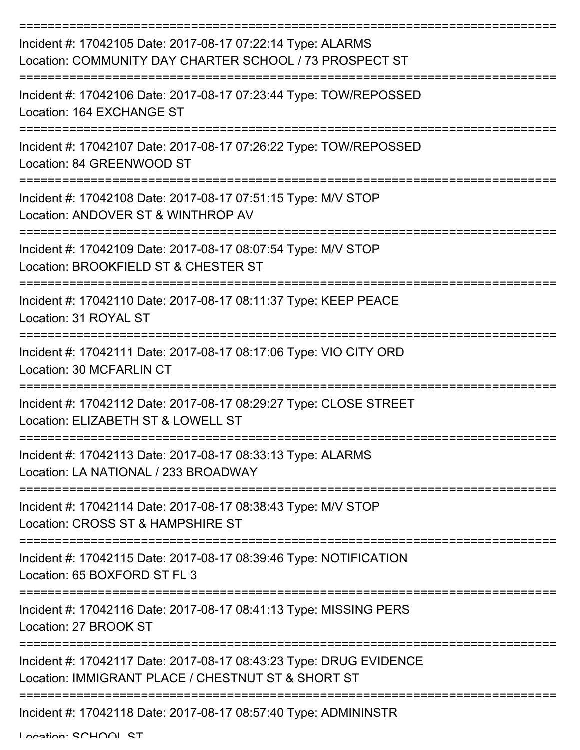Incident #: 17042105 Date: 2017-08-17 07:22:14 Type: ALARMS
Location: COMMUNITY DAY CHARTER SCHOOL / 73 PROSPECT ST

Incident #: 17042106 Date: 2017-08-17 07:23:44 Type: TOW/REPOSSED
Location: 164 EXCHANGE ST

Incident #: 17042107 Date: 2017-08-17 07:26:22 Type: TOW/REPOSSED
Location: 84 GREENWOOD ST

Incident #: 17042108 Date: 2017-08-17 07:51:15 Type: M/V STOP
Location: ANDOVER ST & WINTHROP AV

Incident #: 17042109 Date: 2017-08-17 08:07:54 Type: M/V STOP
Location: BROOKFIELD ST & CHESTER ST

Incident #: 17042110 Date: 2017-08-17 08:11:37 Type: KEEP PEACE
Location: 31 ROYAL ST

Incident #: 17042111 Date: 2017-08-17 08:17:06 Type: VIO CITY ORD
Location: 30 MCFARLIN CT

Incident #: 17042112 Date: 2017-08-17 08:29:27 Type: CLOSE STREET
Location: ELIZABETH ST & LOWELL ST

Incident #: 17042113 Date: 2017-08-17 08:33:13 Type: ALARMS
Location: LA NATIONAL / 233 BROADWAY

Incident #: 17042114 Date: 2017-08-17 08:38:43 Type: M/V STOP
Location: CROSS ST & HAMPSHIRE ST

Incident #: 17042115 Date: 2017-08-17 08:39:46 Type: NOTIFICATION
Location: 65 BOXFORD ST FL 3

Incident #: 17042116 Date: 2017-08-17 08:41:13 Type: MISSING PERS
Location: 27 BROOK ST

Incident #: 17042117 Date: 2017-08-17 08:43:23 Type: DRUG EVIDENCE
Location: IMMIGRANT PLACE / CHESTNUT ST & SHORT ST

Incident #: 17042118 Date: 2017-08-17 08:57:40 Type: ADMININSTR
Location: SCHOOL ST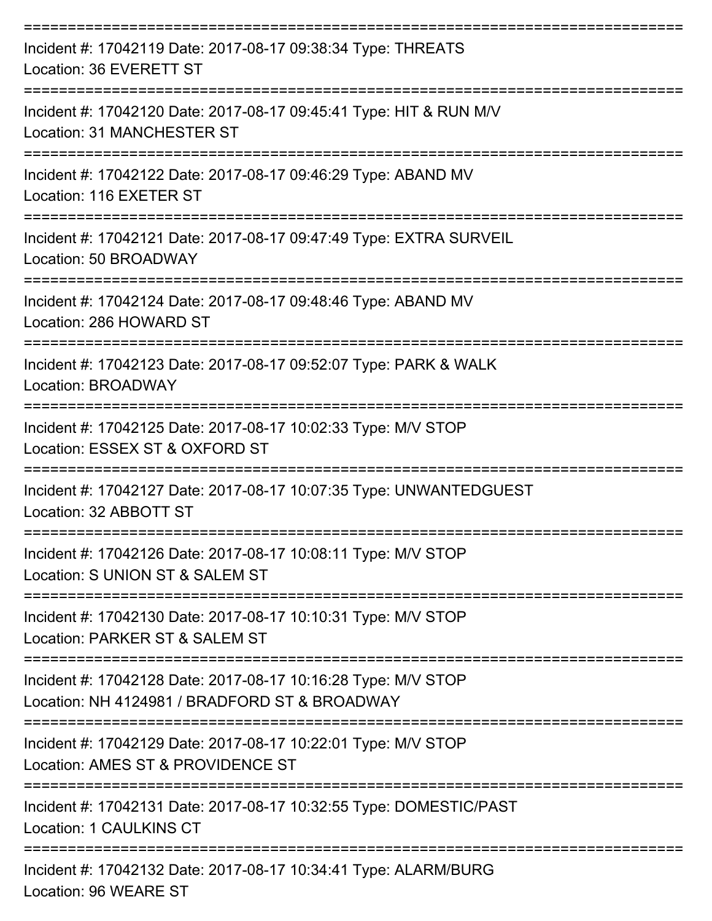===========================================================================

Incident #: 17042119 Date: 2017-08-17 09:38:34 Type: THREATS
Location: 36 EVERETT ST

===========================================================================

Incident #: 17042120 Date: 2017-08-17 09:45:41 Type: HIT & RUN M/V
Location: 31 MANCHESTER ST

===========================================================================

Incident #: 17042122 Date: 2017-08-17 09:46:29 Type: ABAND MV
Location: 116 EXETER ST

===========================================================================

Incident #: 17042121 Date: 2017-08-17 09:47:49 Type: EXTRA SURVEIL
Location: 50 BROADWAY

===========================================================================

Incident #: 17042124 Date: 2017-08-17 09:48:46 Type: ABAND MV
Location: 286 HOWARD ST

===========================================================================

Incident #: 17042123 Date: 2017-08-17 09:52:07 Type: PARK & WALK
Location: BROADWAY

===========================================================================

Incident #: 17042125 Date: 2017-08-17 10:02:33 Type: M/V STOP
Location: ESSEX ST & OXFORD ST

===========================================================================

Incident #: 17042127 Date: 2017-08-17 10:07:35 Type: UNWANTEDGUEST
Location: 32 ABBOTT ST

===========================================================================

Incident #: 17042126 Date: 2017-08-17 10:08:11 Type: M/V STOP
Location: S UNION ST & SALEM ST

===========================================================================

Incident #: 17042130 Date: 2017-08-17 10:10:31 Type: M/V STOP
Location: PARKER ST & SALEM ST

===========================================================================

Incident #: 17042128 Date: 2017-08-17 10:16:28 Type: M/V STOP
Location: NH 4124981 / BRADFORD ST & BROADWAY

===========================================================================

Incident #: 17042129 Date: 2017-08-17 10:22:01 Type: M/V STOP
Location: AMES ST & PROVIDENCE ST

===========================================================================

Incident #: 17042131 Date: 2017-08-17 10:32:55 Type: DOMESTIC/PAST
Location: 1 CAULKINS CT

===========================================================================

Incident #: 17042132 Date: 2017-08-17 10:34:41 Type: ALARM/BURG
Location: 96 WEARE ST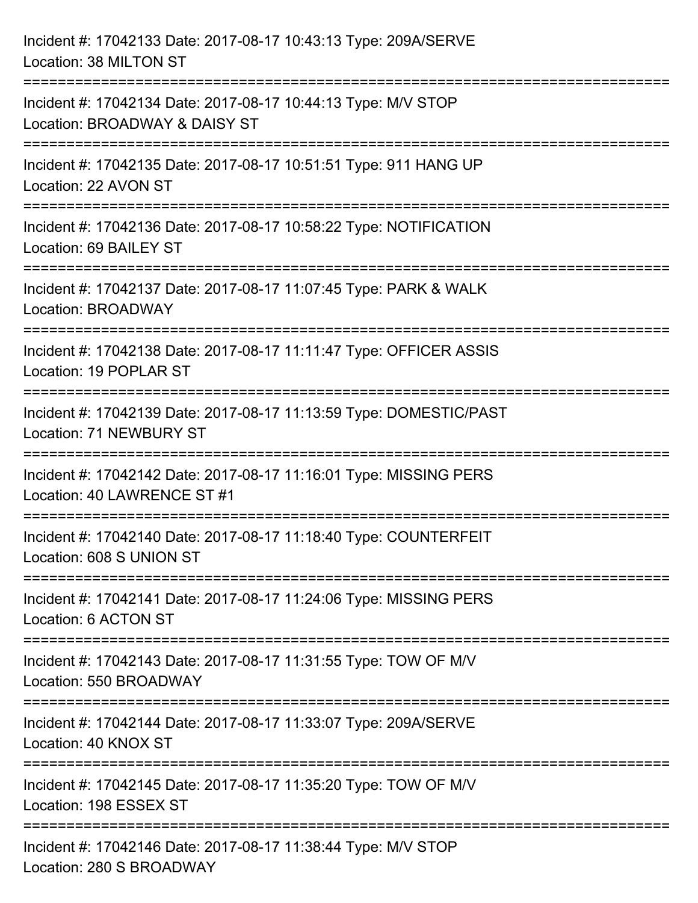Incident #: 17042133 Date: 2017-08-17 10:43:13 Type: 209A/SERVE
Location: 38 MILTON ST

===========================================================================

Incident #: 17042134 Date: 2017-08-17 10:44:13 Type: M/V STOP
Location: BROADWAY & DAISY ST

===========================================================================

Incident #: 17042135 Date: 2017-08-17 10:51:51 Type: 911 HANG UP
Location: 22 AVON ST

===========================================================================

Incident #: 17042136 Date: 2017-08-17 10:58:22 Type: NOTIFICATION
Location: 69 BAILEY ST

===========================================================================

Incident #: 17042137 Date: 2017-08-17 11:07:45 Type: PARK & WALK
Location: BROADWAY

===========================================================================

Incident #: 17042138 Date: 2017-08-17 11:11:47 Type: OFFICER ASSIS
Location: 19 POPLAR ST

===========================================================================

Incident #: 17042139 Date: 2017-08-17 11:13:59 Type: DOMESTIC/PAST
Location: 71 NEWBURY ST

===========================================================================

Incident #: 17042142 Date: 2017-08-17 11:16:01 Type: MISSING PERS
Location: 40 LAWRENCE ST #1

===========================================================================

Incident #: 17042140 Date: 2017-08-17 11:18:40 Type: COUNTERFEIT
Location: 608 S UNION ST

===========================================================================

Incident #: 17042141 Date: 2017-08-17 11:24:06 Type: MISSING PERS
Location: 6 ACTON ST

===========================================================================

Incident #: 17042143 Date: 2017-08-17 11:31:55 Type: TOW OF M/V
Location: 550 BROADWAY

===========================================================================

Incident #: 17042144 Date: 2017-08-17 11:33:07 Type: 209A/SERVE
Location: 40 KNOX ST

===========================================================================

Incident #: 17042145 Date: 2017-08-17 11:35:20 Type: TOW OF M/V
Location: 198 ESSEX ST

===========================================================================

Incident #: 17042146 Date: 2017-08-17 11:38:44 Type: M/V STOP
Location: 280 S BROADWAY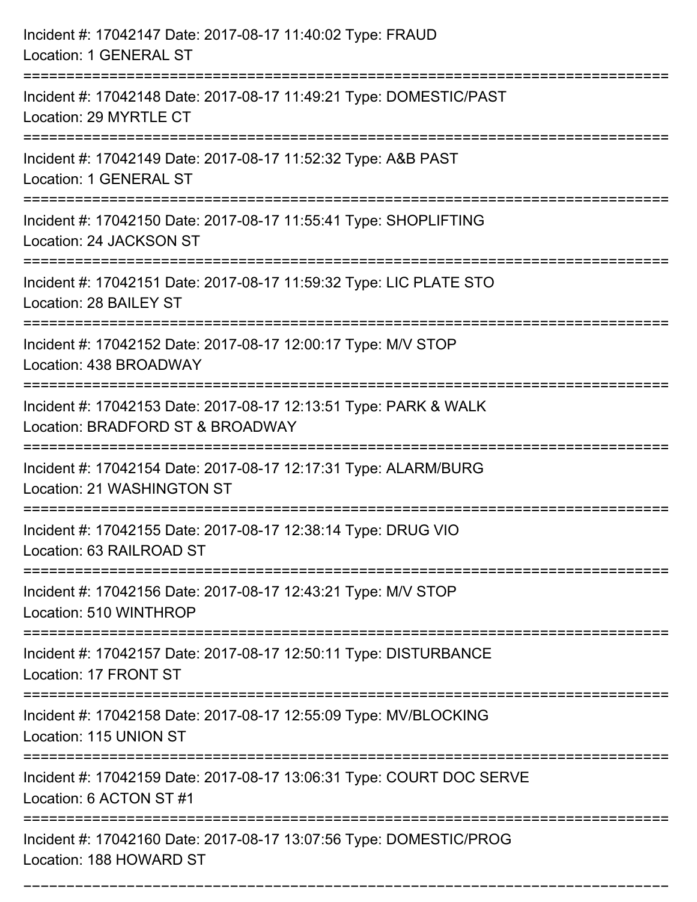Incident #: 17042147 Date: 2017-08-17 11:40:02 Type: FRAUD
Location: 1 GENERAL ST

===========================================================================

Incident #: 17042148 Date: 2017-08-17 11:49:21 Type: DOMESTIC/PAST
Location: 29 MYRTLE CT

===========================================================================

Incident #: 17042149 Date: 2017-08-17 11:52:32 Type: A&B PAST
Location: 1 GENERAL ST

===========================================================================

Incident #: 17042150 Date: 2017-08-17 11:55:41 Type: SHOPLIFTING
Location: 24 JACKSON ST

===========================================================================

Incident #: 17042151 Date: 2017-08-17 11:59:32 Type: LIC PLATE STO
Location: 28 BAILEY ST

===========================================================================

Incident #: 17042152 Date: 2017-08-17 12:00:17 Type: M/V STOP
Location: 438 BROADWAY

===========================================================================

Incident #: 17042153 Date: 2017-08-17 12:13:51 Type: PARK & WALK
Location: BRADFORD ST & BROADWAY

===========================================================================

Incident #: 17042154 Date: 2017-08-17 12:17:31 Type: ALARM/BURG
Location: 21 WASHINGTON ST

===========================================================================

Incident #: 17042155 Date: 2017-08-17 12:38:14 Type: DRUG VIO
Location: 63 RAILROAD ST

===========================================================================

Incident #: 17042156 Date: 2017-08-17 12:43:21 Type: M/V STOP
Location: 510 WINTHROP

===========================================================================

Incident #: 17042157 Date: 2017-08-17 12:50:11 Type: DISTURBANCE
Location: 17 FRONT ST

===========================================================================

Incident #: 17042158 Date: 2017-08-17 12:55:09 Type: MV/BLOCKING
Location: 115 UNION ST

===========================================================================

Incident #: 17042159 Date: 2017-08-17 13:06:31 Type: COURT DOC SERVE
Location: 6 ACTON ST #1

===========================================================================

Incident #: 17042160 Date: 2017-08-17 13:07:56 Type: DOMESTIC/PROG
Location: 188 HOWARD ST

===========================================================================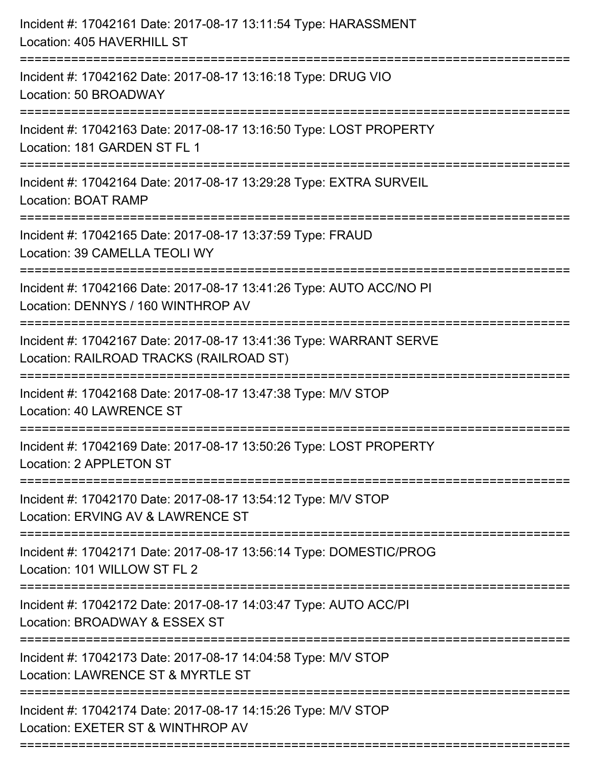Incident #: 17042161 Date: 2017-08-17 13:11:54 Type: HARASSMENT
Location: 405 HAVERHILL ST

===========================================================================

Incident #: 17042162 Date: 2017-08-17 13:16:18 Type: DRUG VIO
Location: 50 BROADWAY

===========================================================================

Incident #: 17042163 Date: 2017-08-17 13:16:50 Type: LOST PROPERTY
Location: 181 GARDEN ST FL 1

===========================================================================

Incident #: 17042164 Date: 2017-08-17 13:29:28 Type: EXTRA SURVEIL
Location: BOAT RAMP

===========================================================================

Incident #: 17042165 Date: 2017-08-17 13:37:59 Type: FRAUD
Location: 39 CAMELLA TEOLI WY

===========================================================================

Incident #: 17042166 Date: 2017-08-17 13:41:26 Type: AUTO ACC/NO PI
Location: DENNYS / 160 WINTHROP AV

===========================================================================

Incident #: 17042167 Date: 2017-08-17 13:41:36 Type: WARRANT SERVE
Location: RAILROAD TRACKS (RAILROAD ST)

===========================================================================

Incident #: 17042168 Date: 2017-08-17 13:47:38 Type: M/V STOP
Location: 40 LAWRENCE ST

===========================================================================

Incident #: 17042169 Date: 2017-08-17 13:50:26 Type: LOST PROPERTY
Location: 2 APPLETON ST

===========================================================================

Incident #: 17042170 Date: 2017-08-17 13:54:12 Type: M/V STOP
Location: ERVING AV & LAWRENCE ST

===========================================================================

Incident #: 17042171 Date: 2017-08-17 13:56:14 Type: DOMESTIC/PROG
Location: 101 WILLOW ST FL 2

===========================================================================

Incident #: 17042172 Date: 2017-08-17 14:03:47 Type: AUTO ACC/PI
Location: BROADWAY & ESSEX ST

===========================================================================

Incident #: 17042173 Date: 2017-08-17 14:04:58 Type: M/V STOP
Location: LAWRENCE ST & MYRTLE ST

===========================================================================

Incident #: 17042174 Date: 2017-08-17 14:15:26 Type: M/V STOP
Location: EXETER ST & WINTHROP AV

===========================================================================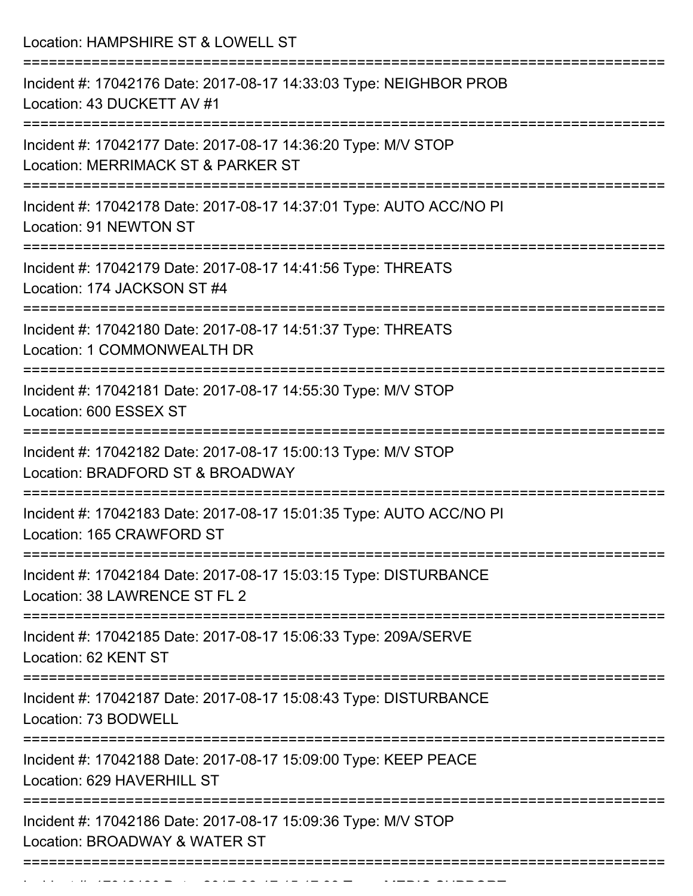Location: HAMPSHIRE ST & LOWELL ST

===========================================================================

Incident #: 17042176 Date: 2017-08-17 14:33:03 Type: NEIGHBOR PROB
Location: 43 DUCKETT AV #1

===========================================================================

Incident #: 17042177 Date: 2017-08-17 14:36:20 Type: M/V STOP
Location: MERRIMACK ST & PARKER ST

===========================================================================

Incident #: 17042178 Date: 2017-08-17 14:37:01 Type: AUTO ACC/NO PI
Location: 91 NEWTON ST

===========================================================================

Incident #: 17042179 Date: 2017-08-17 14:41:56 Type: THREATS
Location: 174 JACKSON ST #4

===========================================================================

Incident #: 17042180 Date: 2017-08-17 14:51:37 Type: THREATS
Location: 1 COMMONWEALTH DR

===========================================================================

Incident #: 17042181 Date: 2017-08-17 14:55:30 Type: M/V STOP
Location: 600 ESSEX ST

===========================================================================

Incident #: 17042182 Date: 2017-08-17 15:00:13 Type: M/V STOP
Location: BRADFORD ST & BROADWAY

===========================================================================

Incident #: 17042183 Date: 2017-08-17 15:01:35 Type: AUTO ACC/NO PI
Location: 165 CRAWFORD ST

===========================================================================

Incident #: 17042184 Date: 2017-08-17 15:03:15 Type: DISTURBANCE
Location: 38 LAWRENCE ST FL 2

===========================================================================

Incident #: 17042185 Date: 2017-08-17 15:06:33 Type: 209A/SERVE
Location: 62 KENT ST

===========================================================================

Incident #: 17042187 Date: 2017-08-17 15:08:43 Type: DISTURBANCE
Location: 73 BODWELL

===========================================================================

Incident #: 17042188 Date: 2017-08-17 15:09:00 Type: KEEP PEACE
Location: 629 HAVERHILL ST

===========================================================================

Incident #: 17042186 Date: 2017-08-17 15:09:36 Type: M/V STOP
Location: BROADWAY & WATER ST

===========================================================================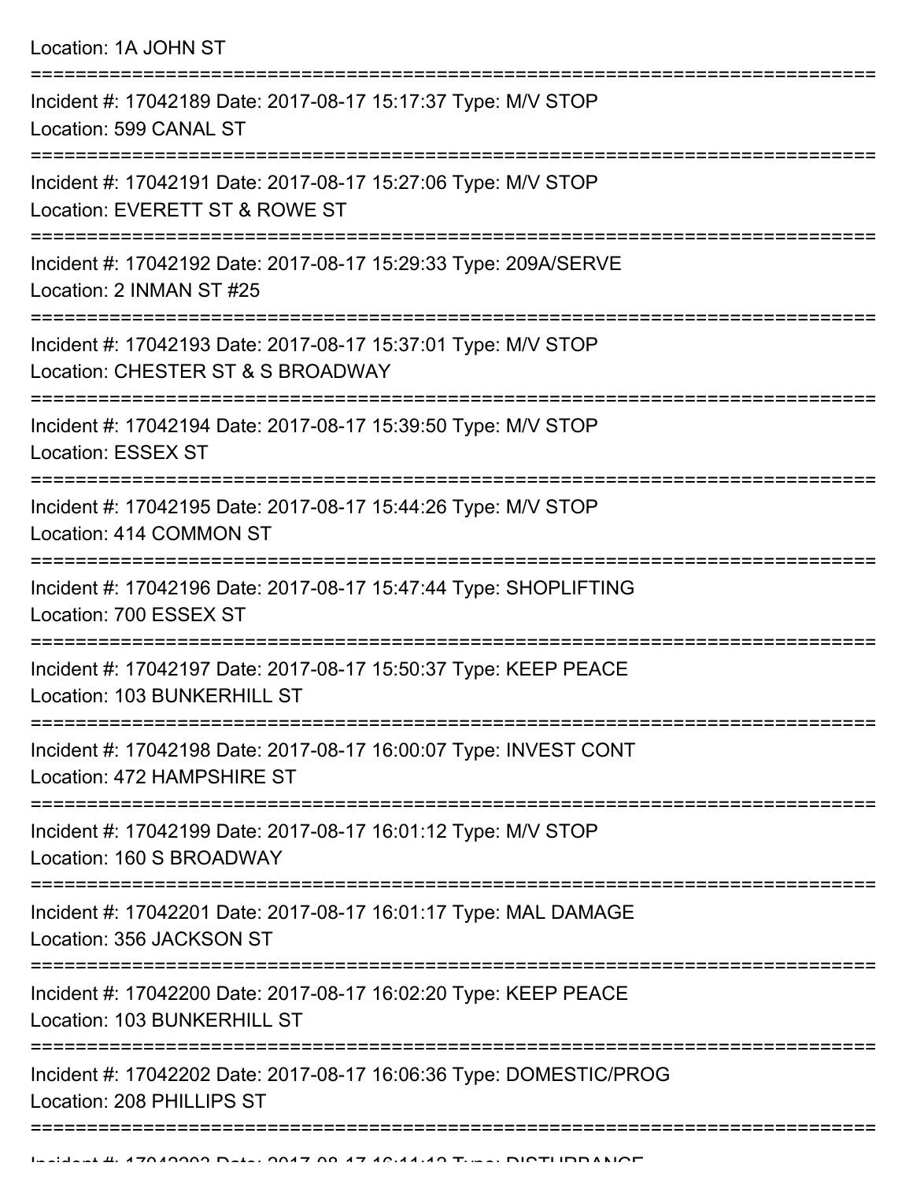Location: 1A JOHN ST

===========================================================================

Incident #: 17042189 Date: 2017-08-17 15:17:37 Type: M/V STOP
Location: 599 CANAL ST

===========================================================================

Incident #: 17042191 Date: 2017-08-17 15:27:06 Type: M/V STOP
Location: EVERETT ST & ROWE ST

===========================================================================

Incident #: 17042192 Date: 2017-08-17 15:29:33 Type: 209A/SERVE
Location: 2 INMAN ST #25

===========================================================================

Incident #: 17042193 Date: 2017-08-17 15:37:01 Type: M/V STOP
Location: CHESTER ST & S BROADWAY

===========================================================================

Incident #: 17042194 Date: 2017-08-17 15:39:50 Type: M/V STOP
Location: ESSEX ST

===========================================================================

Incident #: 17042195 Date: 2017-08-17 15:44:26 Type: M/V STOP
Location: 414 COMMON ST

===========================================================================

Incident #: 17042196 Date: 2017-08-17 15:47:44 Type: SHOPLIFTING
Location: 700 ESSEX ST

===========================================================================

Incident #: 17042197 Date: 2017-08-17 15:50:37 Type: KEEP PEACE
Location: 103 BUNKERHILL ST

===========================================================================

Incident #: 17042198 Date: 2017-08-17 16:00:07 Type: INVEST CONT
Location: 472 HAMPSHIRE ST

===========================================================================

Incident #: 17042199 Date: 2017-08-17 16:01:12 Type: M/V STOP
Location: 160 S BROADWAY

===========================================================================

Incident #: 17042201 Date: 2017-08-17 16:01:17 Type: MAL DAMAGE
Location: 356 JACKSON ST

===========================================================================

Incident #: 17042200 Date: 2017-08-17 16:02:20 Type: KEEP PEACE
Location: 103 BUNKERHILL ST

===========================================================================

Incident #: 17042202 Date: 2017-08-17 16:06:36 Type: DOMESTIC/PROG
Location: 208 PHILLIPS ST

===========================================================================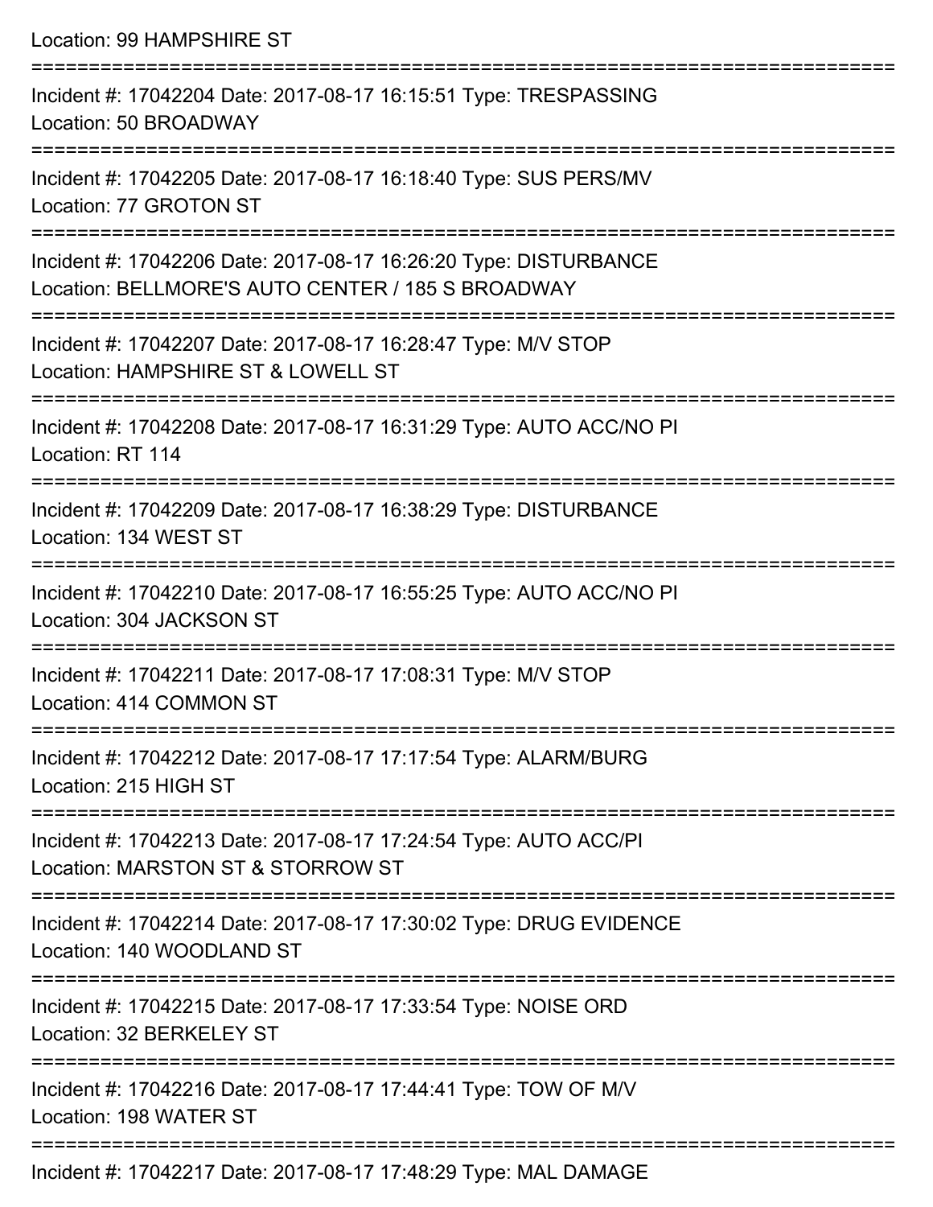Location: 99 HAMPSHIRE ST

===========================================================================

Incident #: 17042204 Date: 2017-08-17 16:15:51 Type: TRESPASSING
Location: 50 BROADWAY

===========================================================================

Incident #: 17042205 Date: 2017-08-17 16:18:40 Type: SUS PERS/MV
Location: 77 GROTON ST

===========================================================================

Incident #: 17042206 Date: 2017-08-17 16:26:20 Type: DISTURBANCE
Location: BELLMORE'S AUTO CENTER / 185 S BROADWAY

===========================================================================

Incident #: 17042207 Date: 2017-08-17 16:28:47 Type: M/V STOP
Location: HAMPSHIRE ST & LOWELL ST

===========================================================================

Incident #: 17042208 Date: 2017-08-17 16:31:29 Type: AUTO ACC/NO PI
Location: RT 114

===========================================================================

Incident #: 17042209 Date: 2017-08-17 16:38:29 Type: DISTURBANCE
Location: 134 WEST ST

===========================================================================

Incident #: 17042210 Date: 2017-08-17 16:55:25 Type: AUTO ACC/NO PI
Location: 304 JACKSON ST

===========================================================================

Incident #: 17042211 Date: 2017-08-17 17:08:31 Type: M/V STOP
Location: 414 COMMON ST

===========================================================================

Incident #: 17042212 Date: 2017-08-17 17:17:54 Type: ALARM/BURG
Location: 215 HIGH ST

===========================================================================

Incident #: 17042213 Date: 2017-08-17 17:24:54 Type: AUTO ACC/PI
Location: MARSTON ST & STORROW ST

===========================================================================

Incident #: 17042214 Date: 2017-08-17 17:30:02 Type: DRUG EVIDENCE
Location: 140 WOODLAND ST

===========================================================================

Incident #: 17042215 Date: 2017-08-17 17:33:54 Type: NOISE ORD
Location: 32 BERKELEY ST

===========================================================================

Incident #: 17042216 Date: 2017-08-17 17:44:41 Type: TOW OF M/V
Location: 198 WATER ST

===========================================================================

Incident #: 17042217 Date: 2017-08-17 17:48:29 Type: MAL DAMAGE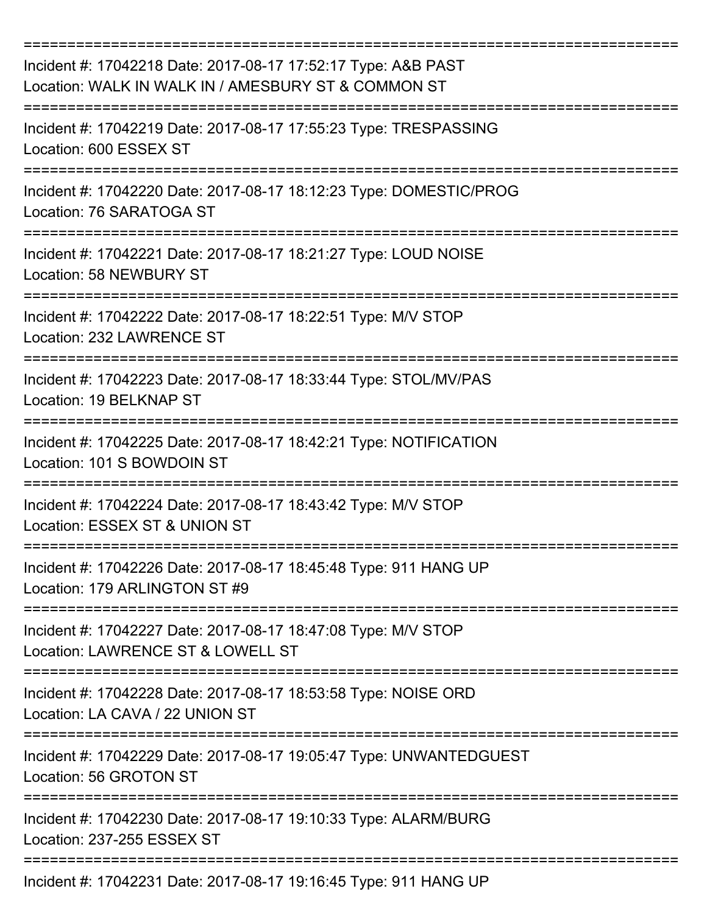===========================================================================

Incident #: 17042218 Date: 2017-08-17 17:52:17 Type: A&B PAST
Location: WALK IN WALK IN / AMESBURY ST & COMMON ST

===========================================================================

Incident #: 17042219 Date: 2017-08-17 17:55:23 Type: TRESPASSING
Location: 600 ESSEX ST

===========================================================================

Incident #: 17042220 Date: 2017-08-17 18:12:23 Type: DOMESTIC/PROG
Location: 76 SARATOGA ST

===========================================================================

Incident #: 17042221 Date: 2017-08-17 18:21:27 Type: LOUD NOISE
Location: 58 NEWBURY ST

===========================================================================

Incident #: 17042222 Date: 2017-08-17 18:22:51 Type: M/V STOP
Location: 232 LAWRENCE ST

===========================================================================

Incident #: 17042223 Date: 2017-08-17 18:33:44 Type: STOL/MV/PAS
Location: 19 BELKNAP ST

===========================================================================

Incident #: 17042225 Date: 2017-08-17 18:42:21 Type: NOTIFICATION
Location: 101 S BOWDOIN ST

===========================================================================

Incident #: 17042224 Date: 2017-08-17 18:43:42 Type: M/V STOP
Location: ESSEX ST & UNION ST

===========================================================================

Incident #: 17042226 Date: 2017-08-17 18:45:48 Type: 911 HANG UP
Location: 179 ARLINGTON ST #9

===========================================================================

Incident #: 17042227 Date: 2017-08-17 18:47:08 Type: M/V STOP
Location: LAWRENCE ST & LOWELL ST

===========================================================================

Incident #: 17042228 Date: 2017-08-17 18:53:58 Type: NOISE ORD
Location: LA CAVA / 22 UNION ST

===========================================================================

Incident #: 17042229 Date: 2017-08-17 19:05:47 Type: UNWANTEDGUEST
Location: 56 GROTON ST

===========================================================================

Incident #: 17042230 Date: 2017-08-17 19:10:33 Type: ALARM/BURG
Location: 237-255 ESSEX ST

===========================================================================

Incident #: 17042231 Date: 2017-08-17 19:16:45 Type: 911 HANG UP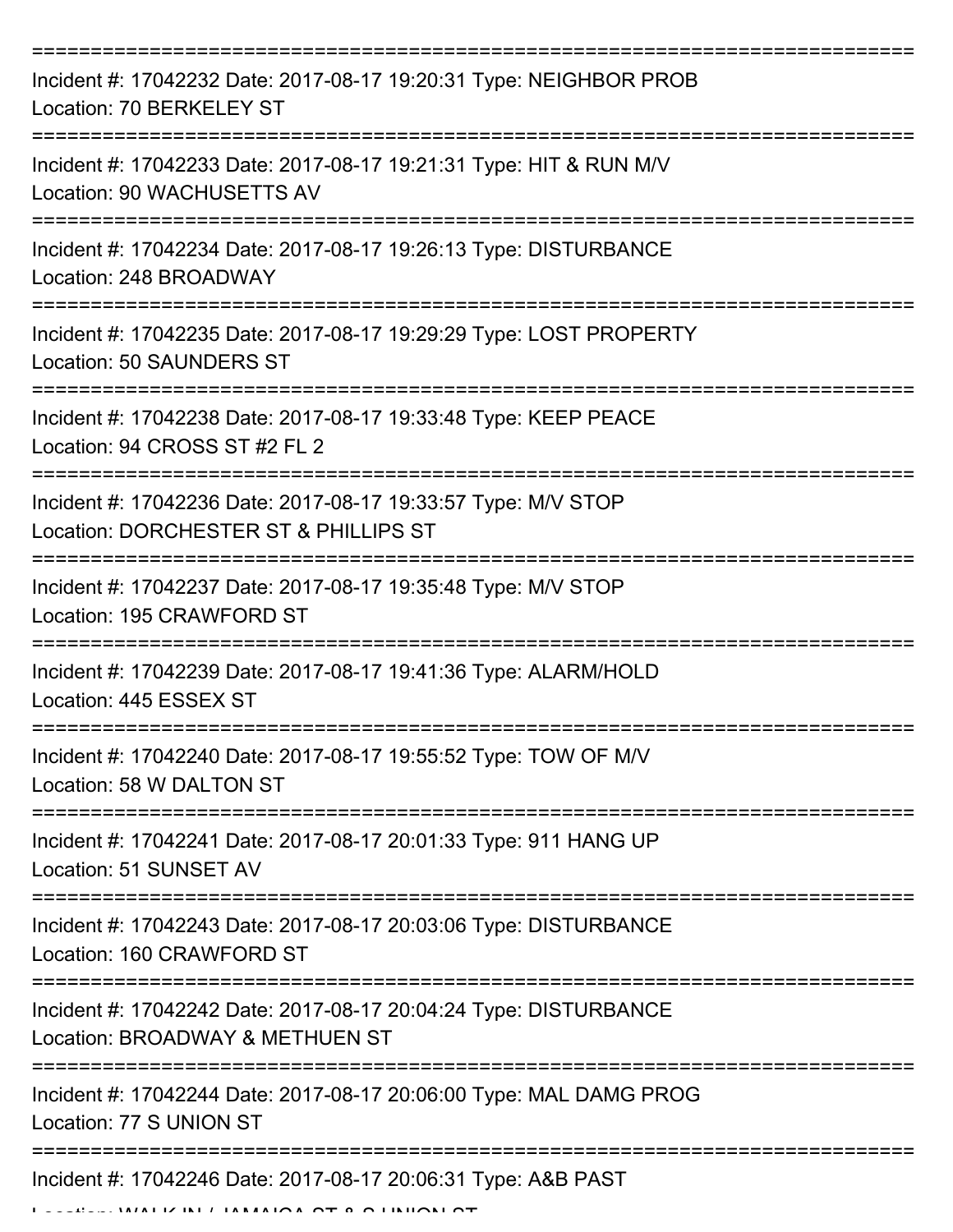==============================================================================

Incident #: 17042232 Date: 2017-08-17 19:20:31 Type: NEIGHBOR PROB
Location: 70 BERKELEY ST

==============================================================================

Incident #: 17042233 Date: 2017-08-17 19:21:31 Type: HIT & RUN M/V
Location: 90 WACHUSETTS AV

==============================================================================

Incident #: 17042234 Date: 2017-08-17 19:26:13 Type: DISTURBANCE
Location: 248 BROADWAY

==============================================================================

Incident #: 17042235 Date: 2017-08-17 19:29:29 Type: LOST PROPERTY
Location: 50 SAUNDERS ST

==============================================================================

Incident #: 17042238 Date: 2017-08-17 19:33:48 Type: KEEP PEACE
Location: 94 CROSS ST #2 FL 2

==============================================================================

Incident #: 17042236 Date: 2017-08-17 19:33:57 Type: M/V STOP
Location: DORCHESTER ST & PHILLIPS ST

==============================================================================

Incident #: 17042237 Date: 2017-08-17 19:35:48 Type: M/V STOP
Location: 195 CRAWFORD ST

==============================================================================

Incident #: 17042239 Date: 2017-08-17 19:41:36 Type: ALARM/HOLD
Location: 445 ESSEX ST

==============================================================================

Incident #: 17042240 Date: 2017-08-17 19:55:52 Type: TOW OF M/V
Location: 58 W DALTON ST

==============================================================================

Incident #: 17042241 Date: 2017-08-17 20:01:33 Type: 911 HANG UP
Location: 51 SUNSET AV

==============================================================================

Incident #: 17042243 Date: 2017-08-17 20:03:06 Type: DISTURBANCE
Location: 160 CRAWFORD ST

==============================================================================

Incident #: 17042242 Date: 2017-08-17 20:04:24 Type: DISTURBANCE
Location: BROADWAY & METHUEN ST

==============================================================================

Incident #: 17042244 Date: 2017-08-17 20:06:00 Type: MAL DAMG PROG
Location: 77 S UNION ST

==============================================================================

Incident #: 17042246 Date: 2017-08-17 20:06:31 Type: A&B PAST
Location: WALK IN / JAMAICA ST & S UNION ST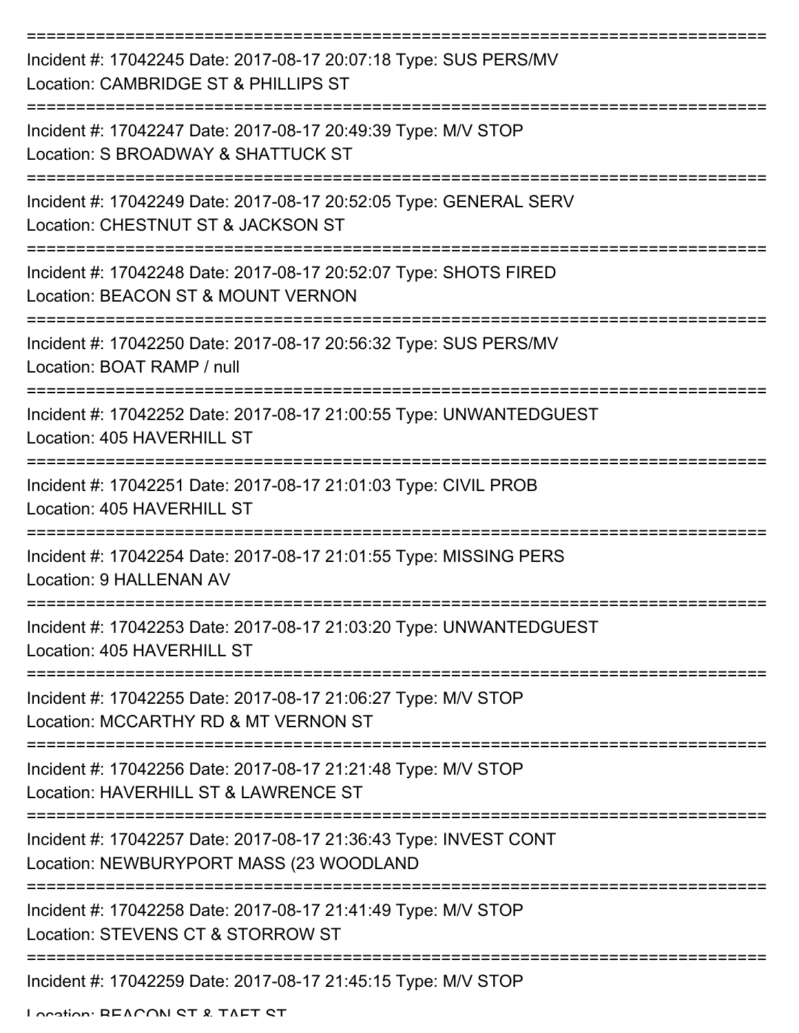===========================================================================

Incident #: 17042245 Date: 2017-08-17 20:07:18 Type: SUS PERS/MV
Location: CAMBRIDGE ST & PHILLIPS ST

===========================================================================

Incident #: 17042247 Date: 2017-08-17 20:49:39 Type: M/V STOP
Location: S BROADWAY & SHATTUCK ST

===========================================================================

Incident #: 17042249 Date: 2017-08-17 20:52:05 Type: GENERAL SERV
Location: CHESTNUT ST & JACKSON ST

===========================================================================

Incident #: 17042248 Date: 2017-08-17 20:52:07 Type: SHOTS FIRED
Location: BEACON ST & MOUNT VERNON

===========================================================================

Incident #: 17042250 Date: 2017-08-17 20:56:32 Type: SUS PERS/MV
Location: BOAT RAMP / null

===========================================================================

Incident #: 17042252 Date: 2017-08-17 21:00:55 Type: UNWANTEDGUEST
Location: 405 HAVERHILL ST

===========================================================================

Incident #: 17042251 Date: 2017-08-17 21:01:03 Type: CIVIL PROB
Location: 405 HAVERHILL ST

===========================================================================

Incident #: 17042254 Date: 2017-08-17 21:01:55 Type: MISSING PERS
Location: 9 HALLENAN AV

===========================================================================

Incident #: 17042253 Date: 2017-08-17 21:03:20 Type: UNWANTEDGUEST
Location: 405 HAVERHILL ST

===========================================================================

Incident #: 17042255 Date: 2017-08-17 21:06:27 Type: M/V STOP
Location: MCCARTHY RD & MT VERNON ST

===========================================================================

Incident #: 17042256 Date: 2017-08-17 21:21:48 Type: M/V STOP
Location: HAVERHILL ST & LAWRENCE ST

===========================================================================

Incident #: 17042257 Date: 2017-08-17 21:36:43 Type: INVEST CONT
Location: NEWBURYPORT MASS (23 WOODLAND

===========================================================================

Incident #: 17042258 Date: 2017-08-17 21:41:49 Type: M/V STOP
Location: STEVENS CT & STORROW ST

===========================================================================

Incident #: 17042259 Date: 2017-08-17 21:45:15 Type: M/V STOP
Location: BEACON ST & TAFT ST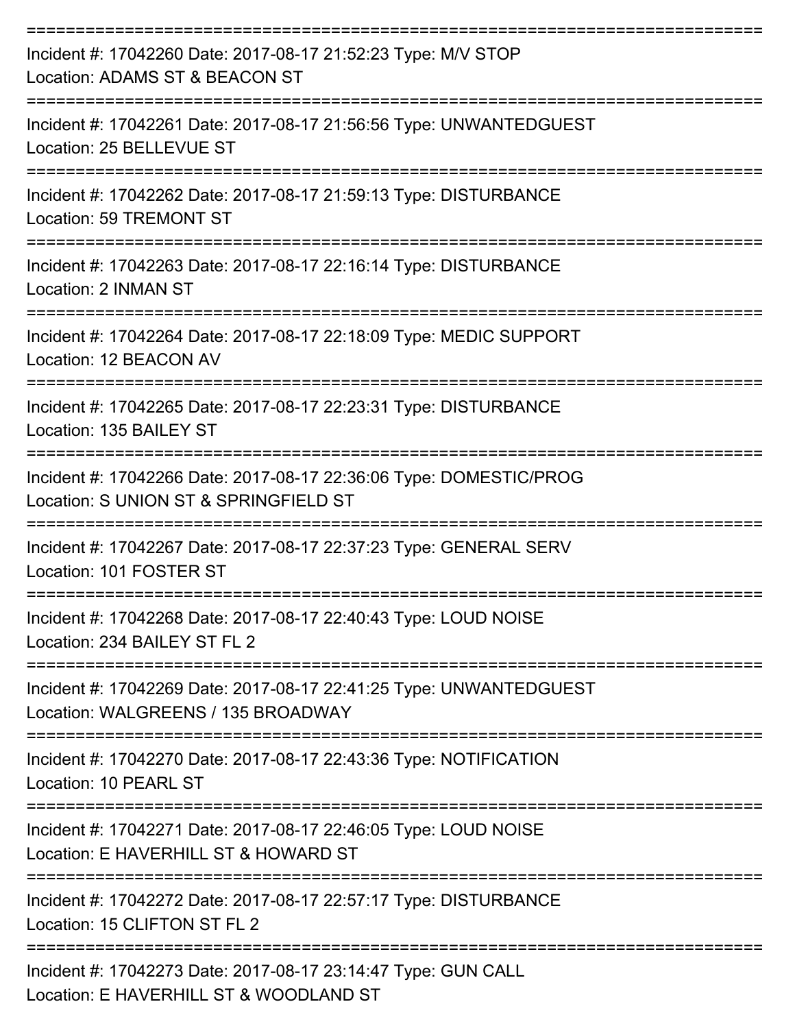===========================================================================

Incident #: 17042260 Date: 2017-08-17 21:52:23 Type: M/V STOP
Location: ADAMS ST & BEACON ST

===========================================================================

Incident #: 17042261 Date: 2017-08-17 21:56:56 Type: UNWANTEDGUEST
Location: 25 BELLEVUE ST

===========================================================================

Incident #: 17042262 Date: 2017-08-17 21:59:13 Type: DISTURBANCE
Location: 59 TREMONT ST

===========================================================================

Incident #: 17042263 Date: 2017-08-17 22:16:14 Type: DISTURBANCE
Location: 2 INMAN ST

===========================================================================

Incident #: 17042264 Date: 2017-08-17 22:18:09 Type: MEDIC SUPPORT
Location: 12 BEACON AV

===========================================================================

Incident #: 17042265 Date: 2017-08-17 22:23:31 Type: DISTURBANCE
Location: 135 BAILEY ST

===========================================================================

Incident #: 17042266 Date: 2017-08-17 22:36:06 Type: DOMESTIC/PROG
Location: S UNION ST & SPRINGFIELD ST

===========================================================================

Incident #: 17042267 Date: 2017-08-17 22:37:23 Type: GENERAL SERV
Location: 101 FOSTER ST

===========================================================================

Incident #: 17042268 Date: 2017-08-17 22:40:43 Type: LOUD NOISE
Location: 234 BAILEY ST FL 2

===========================================================================

Incident #: 17042269 Date: 2017-08-17 22:41:25 Type: UNWANTEDGUEST
Location: WALGREENS / 135 BROADWAY

===========================================================================

Incident #: 17042270 Date: 2017-08-17 22:43:36 Type: NOTIFICATION
Location: 10 PEARL ST

===========================================================================

Incident #: 17042271 Date: 2017-08-17 22:46:05 Type: LOUD NOISE
Location: E HAVERHILL ST & HOWARD ST

===========================================================================

Incident #: 17042272 Date: 2017-08-17 22:57:17 Type: DISTURBANCE
Location: 15 CLIFTON ST FL 2

===========================================================================

Incident #: 17042273 Date: 2017-08-17 23:14:47 Type: GUN CALL
Location: E HAVERHILL ST & WOODLAND ST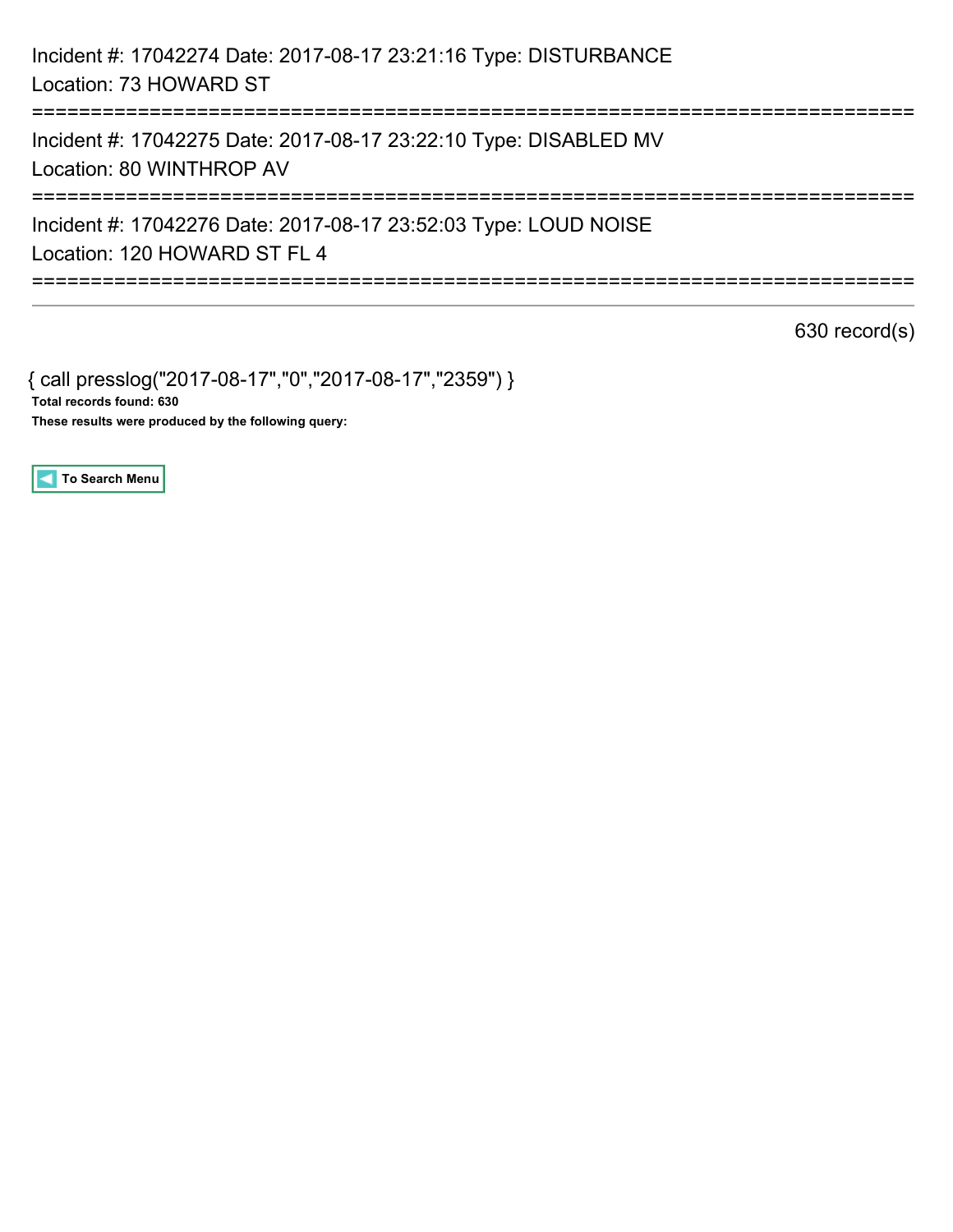Incident #: 17042274 Date: 2017-08-17 23:21:16 Type: DISTURBANCE
Location: 73 HOWARD ST

===========================================================================

Incident #: 17042275 Date: 2017-08-17 23:22:10 Type: DISABLED MV
Location: 80 WINTHROP AV

===========================================================================

Incident #: 17042276 Date: 2017-08-17 23:52:03 Type: LOUD NOISE
Location: 120 HOWARD ST FL 4

===========================================================================

630 record(s)

{ call presslog("2017-08-17","0","2017-08-17","2359") }

**Total records found: 630**

**These results were produced by the following query:**

**To Search Menu**